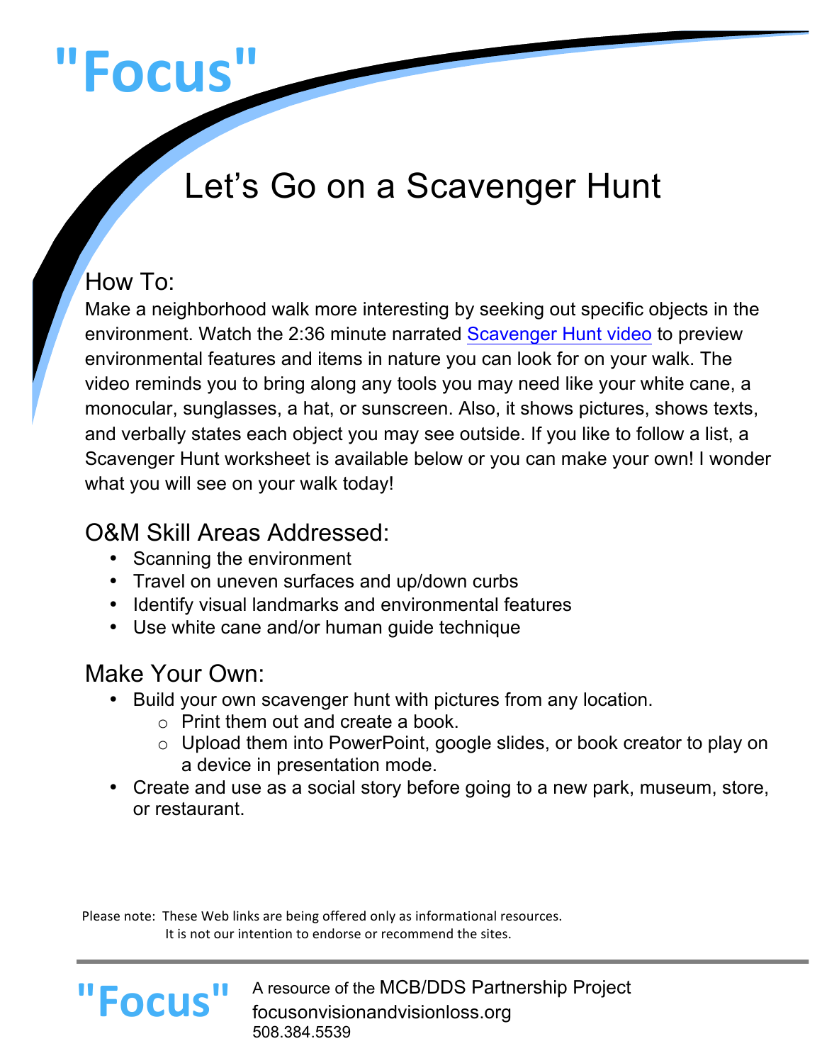# "Focus"

## Let's Go on a Scavenger Hunt

### How To:

Make a neighborhood walk more interesting by seeking out specific objects in the environment. Watch the 2:36 minute narrated Scavenger Hunt video to preview environmental features and items in nature you can look for on your walk. The video reminds you to bring along any tools you may need like your white cane, a monocular, sunglasses, a hat, or sunscreen. Also, it shows pictures, shows texts, and verbally states each object you may see outside. If you like to follow a list, a Scavenger Hunt worksheet is available below or you can make your own! I wonder what you will see on your walk today!

### O&M Skill Areas Addressed:

- Scanning the environment
- Travel on uneven surfaces and up/down curbs
- Identify visual landmarks and environmental features
- Use white cane and/or human guide technique

### Make Your Own:

- Build your own scavenger hunt with pictures from any location.
  - Print them out and create a book.
  - Upload them into PowerPoint, google slides, or book creator to play on a device in presentation mode.
- Create and use as a social story before going to a new park, museum, store, or restaurant.

Please note: These Web links are being offered only as informational resources. It is not our intention to endorse or recommend the sites.

---

"Focus" A resource of the MCB/DDS Partnership Project
focusonvisionandvisionloss.org
508.384.5539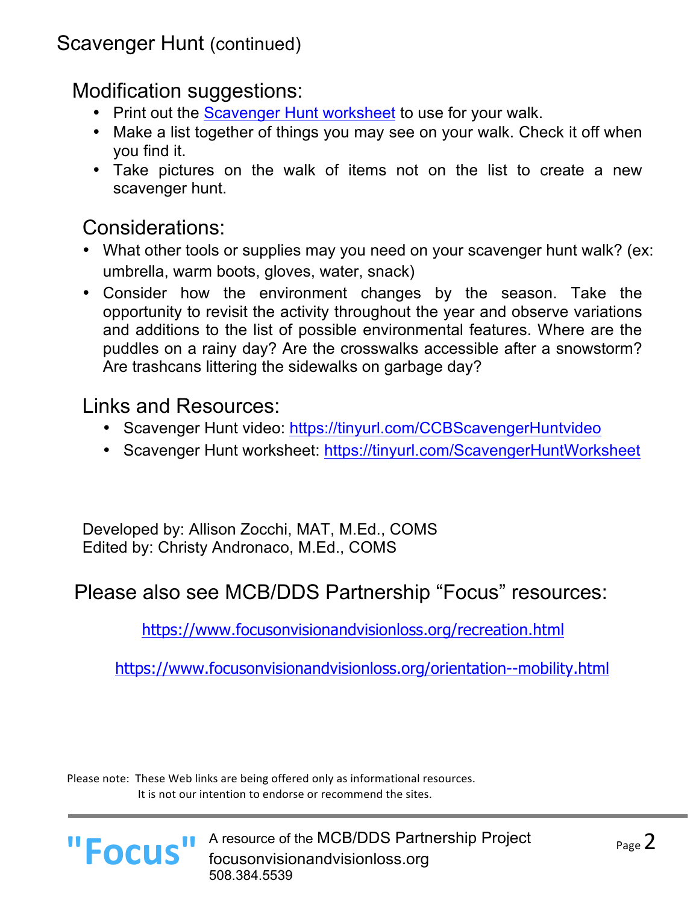# Scavenger Hunt (continued)

## Modification suggestions:

- Print out the [Scavenger Hunt worksheet](https://tinyurl.com/ScavengerHuntWorksheet) to use for your walk.
- Make a list together of things you may see on your walk. Check it off when you find it.
- Take pictures on the walk of items not on the list to create a new scavenger hunt.

## Considerations:

- What other tools or supplies may you need on your scavenger hunt walk? (ex: umbrella, warm boots, gloves, water, snack)
- Consider how the environment changes by the season. Take the opportunity to revisit the activity throughout the year and observe variations and additions to the list of possible environmental features. Where are the puddles on a rainy day? Are the crosswalks accessible after a snowstorm? Are trashcans littering the sidewalks on garbage day?

## Links and Resources:

- Scavenger Hunt video: https://tinyurl.com/CCBScavengerHuntvideo
- Scavenger Hunt worksheet: https://tinyurl.com/ScavengerHuntWorksheet

Developed by: Allison Zocchi, MAT, M.Ed., COMS
Edited by: Christy Andronaco, M.Ed., COMS

## Please also see MCB/DDS Partnership "Focus" resources:

https://www.focusonvisionandvisionloss.org/recreation.html

https://www.focusonvisionandvisionloss.org/orientation--mobility.html

Please note: These Web links are being offered only as informational resources. It is not our intention to endorse or recommend the sites.

"Focus" A resource of the MCB/DDS Partnership Project
focusonvisionandvisionloss.org
508.384.5539